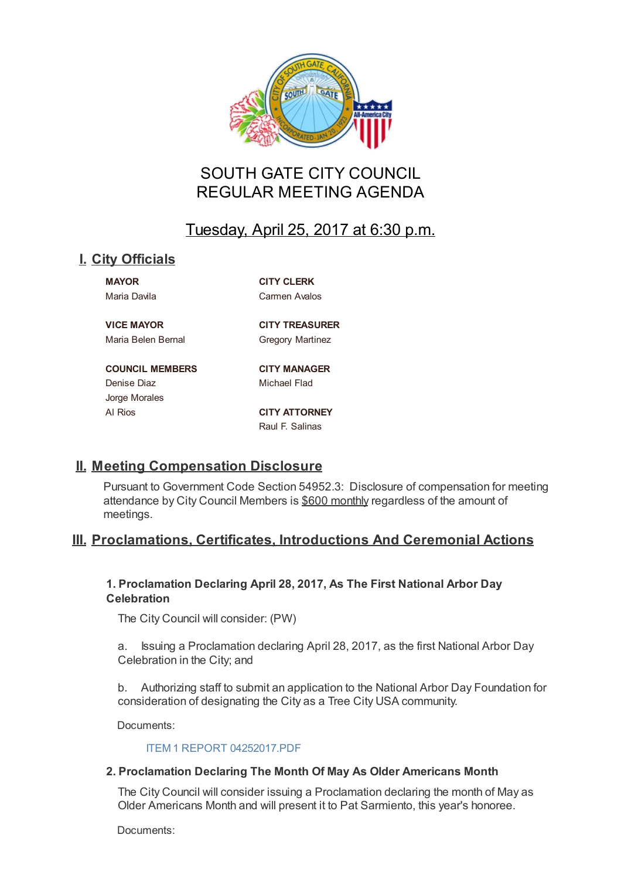# SOUTH GATE CITY COUNCIL
# REGULAR MEETING AGENDA

## Tuesday, April 25, 2017 at 6:30 p.m.

## I. City Officials

**MAYOR**
Maria Davila

**VICE MAYOR**
Maria Belen Bernal

**COUNCIL MEMBERS**
Denise Diaz
Jorge Morales
Al Rios

**CITY CLERK**
Carmen Avalos

**CITY TREASURER**
Gregory Martinez

**CITY MANAGER**
Michael Flad

**CITY ATTORNEY**
Raul F. Salinas

## II. Meeting Compensation Disclosure

Pursuant to Government Code Section 54952.3: Disclosure of compensation for meeting attendance by City Council Members is $600 monthly regardless of the amount of meetings.

## III. Proclamations, Certificates, Introductions And Ceremonial Actions

### 1. Proclamation Declaring April 28, 2017, As The First National Arbor Day Celebration

The City Council will consider: (PW)

a. Issuing a Proclamation declaring April 28, 2017, as the first National Arbor Day Celebration in the City; and

b. Authorizing staff to submit an application to the National Arbor Day Foundation for consideration of designating the City as a Tree City USA community.

Documents:

ITEM 1 REPORT 04252017.PDF

### 2. Proclamation Declaring The Month Of May As Older Americans Month

The City Council will consider issuing a Proclamation declaring the month of May as Older Americans Month and will present it to Pat Sarmiento, this year's honoree.

Documents: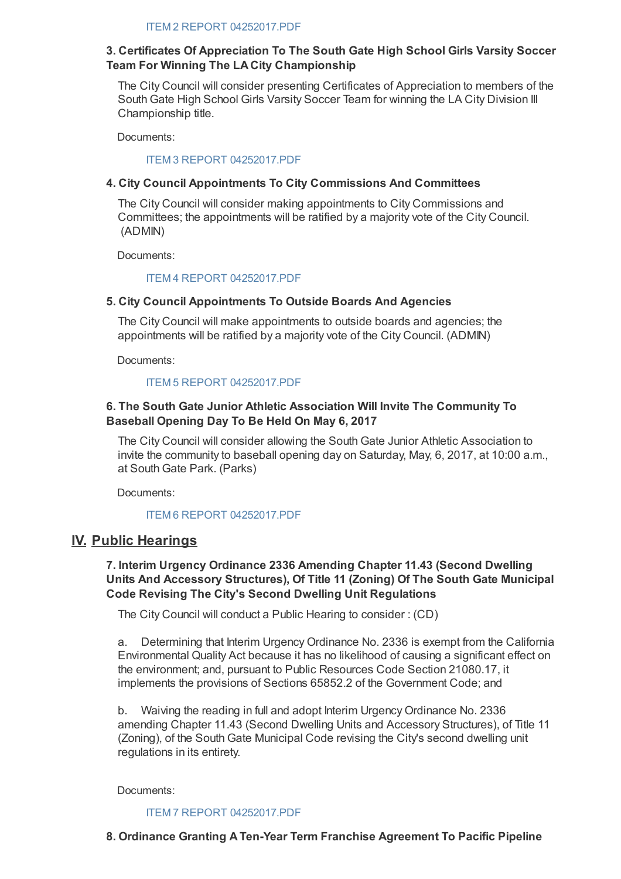ITEM 2 REPORT 04252017.PDF

### 3. Certificates Of Appreciation To The South Gate High School Girls Varsity Soccer Team For Winning The LA City Championship

The City Council will consider presenting Certificates of Appreciation to members of the South Gate High School Girls Varsity Soccer Team for winning the LA City Division III Championship title.

Documents:

ITEM 3 REPORT 04252017.PDF

### 4. City Council Appointments To City Commissions And Committees

The City Council will consider making appointments to City Commissions and Committees; the appointments will be ratified by a majority vote of the City Council. (ADMIN)

Documents:

ITEM 4 REPORT 04252017.PDF

### 5. City Council Appointments To Outside Boards And Agencies

The City Council will make appointments to outside boards and agencies; the appointments will be ratified by a majority vote of the City Council. (ADMIN)

Documents:

ITEM 5 REPORT 04252017.PDF

### 6. The South Gate Junior Athletic Association Will Invite The Community To Baseball Opening Day To Be Held On May 6, 2017

The City Council will consider allowing the South Gate Junior Athletic Association to invite the community to baseball opening day on Saturday, May, 6, 2017, at 10:00 a.m., at South Gate Park. (Parks)

Documents:

ITEM 6 REPORT 04252017.PDF

## IV. Public Hearings

### 7. Interim Urgency Ordinance 2336 Amending Chapter 11.43 (Second Dwelling Units And Accessory Structures), Of Title 11 (Zoning) Of The South Gate Municipal Code Revising The City's Second Dwelling Unit Regulations

The City Council will conduct a Public Hearing to consider : (CD)

a. Determining that Interim Urgency Ordinance No. 2336 is exempt from the California Environmental Quality Act because it has no likelihood of causing a significant effect on the environment; and, pursuant to Public Resources Code Section 21080.17, it implements the provisions of Sections 65852.2 of the Government Code; and

b. Waiving the reading in full and adopt Interim Urgency Ordinance No. 2336 amending Chapter 11.43 (Second Dwelling Units and Accessory Structures), of Title 11 (Zoning), of the South Gate Municipal Code revising the City's second dwelling unit regulations in its entirety.

Documents:

ITEM 7 REPORT 04252017.PDF

### 8. Ordinance Granting A Ten-Year Term Franchise Agreement To Pacific Pipeline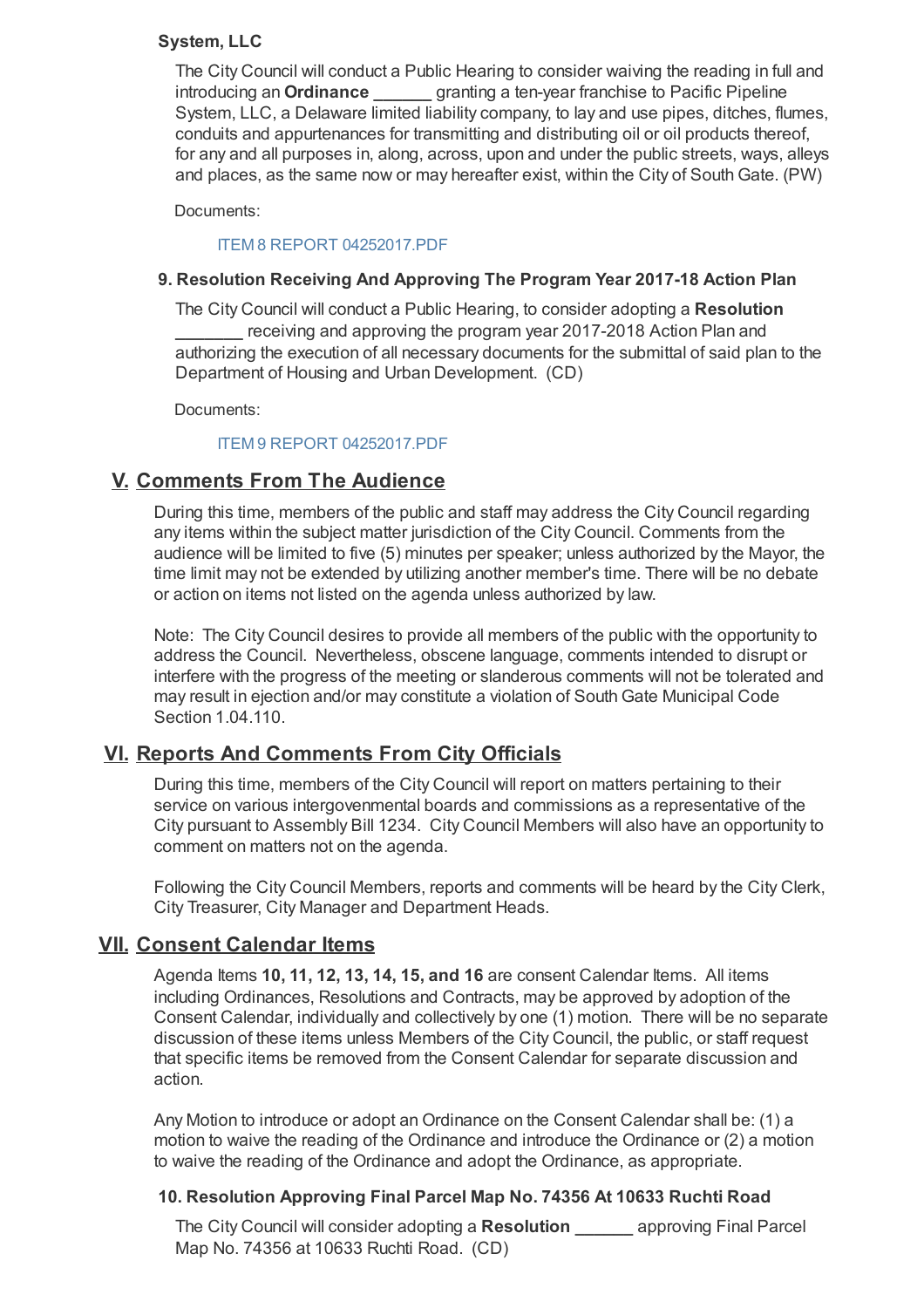**System, LLC**

The City Council will conduct a Public Hearing to consider waiving the reading in full and introducing an **Ordinance ______** granting a ten-year franchise to Pacific Pipeline System, LLC, a Delaware limited liability company, to lay and use pipes, ditches, flumes, conduits and appurtenances for transmitting and distributing oil or oil products thereof, for any and all purposes in, along, across, upon and under the public streets, ways, alleys and places, as the same now or may hereafter exist, within the City of South Gate. (PW)

Documents:

ITEM 8 REPORT 04252017.PDF

**9. Resolution Receiving And Approving The Program Year 2017-18 Action Plan**

The City Council will conduct a Public Hearing, to consider adopting a **Resolution _______** receiving and approving the program year 2017-2018 Action Plan and authorizing the execution of all necessary documents for the submittal of said plan to the Department of Housing and Urban Development. (CD)

Documents:

ITEM 9 REPORT 04252017.PDF

## V. Comments From The Audience

During this time, members of the public and staff may address the City Council regarding any items within the subject matter jurisdiction of the City Council. Comments from the audience will be limited to five (5) minutes per speaker; unless authorized by the Mayor, the time limit may not be extended by utilizing another member's time. There will be no debate or action on items not listed on the agenda unless authorized by law.

Note: The City Council desires to provide all members of the public with the opportunity to address the Council. Nevertheless, obscene language, comments intended to disrupt or interfere with the progress of the meeting or slanderous comments will not be tolerated and may result in ejection and/or may constitute a violation of South Gate Municipal Code Section 1.04.110.

## VI. Reports And Comments From City Officials

During this time, members of the City Council will report on matters pertaining to their service on various intergovenmental boards and commissions as a representative of the City pursuant to Assembly Bill 1234. City Council Members will also have an opportunity to comment on matters not on the agenda.

Following the City Council Members, reports and comments will be heard by the City Clerk, City Treasurer, City Manager and Department Heads.

## VII. Consent Calendar Items

Agenda Items **10, 11, 12, 13, 14, 15, and 16** are consent Calendar Items. All items including Ordinances, Resolutions and Contracts, may be approved by adoption of the Consent Calendar, individually and collectively by one (1) motion. There will be no separate discussion of these items unless Members of the City Council, the public, or staff request that specific items be removed from the Consent Calendar for separate discussion and action.

Any Motion to introduce or adopt an Ordinance on the Consent Calendar shall be: (1) a motion to waive the reading of the Ordinance and introduce the Ordinance or (2) a motion to waive the reading of the Ordinance and adopt the Ordinance, as appropriate.

**10. Resolution Approving Final Parcel Map No. 74356 At 10633 Ruchti Road**

The City Council will consider adopting a **Resolution ______** approving Final Parcel Map No. 74356 at 10633 Ruchti Road. (CD)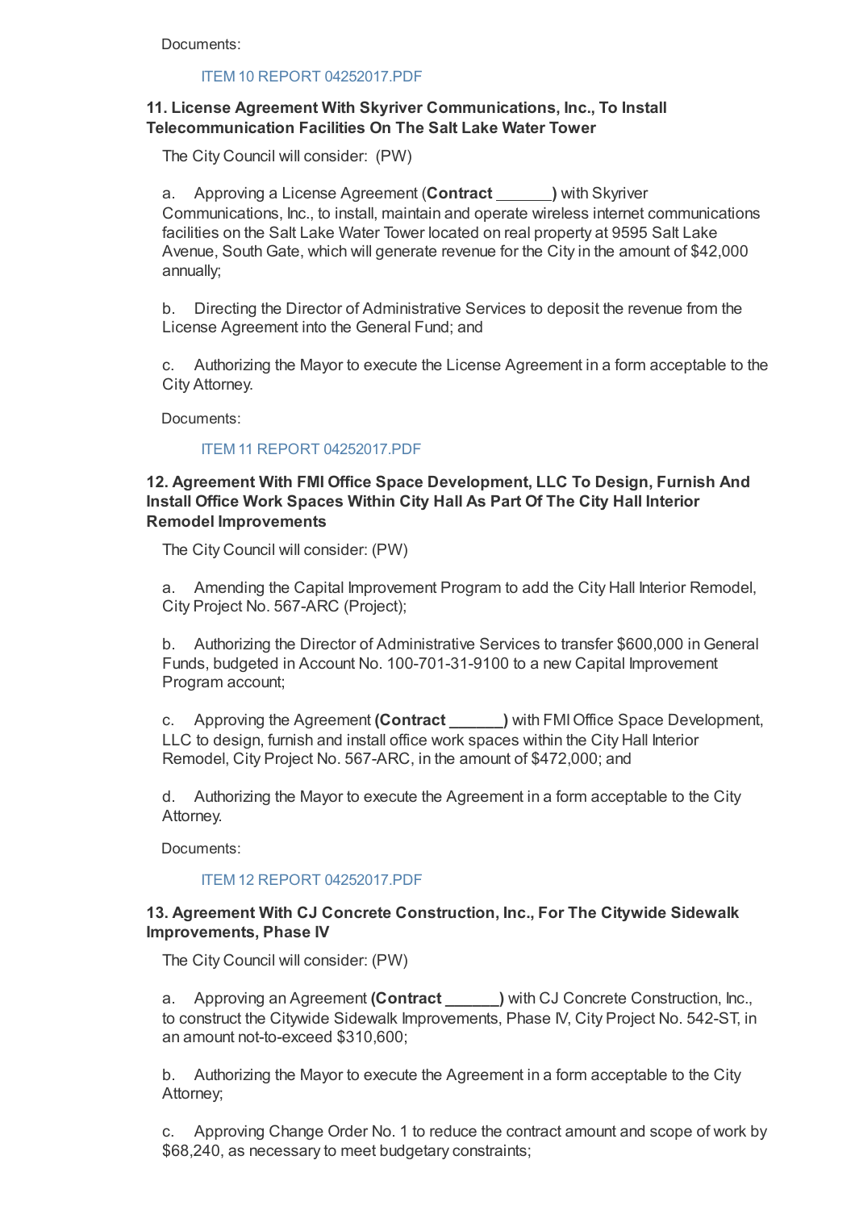Documents:

ITEM 10 REPORT 04252017.PDF

### 11. License Agreement With Skyriver Communications, Inc., To Install Telecommunication Facilities On The Salt Lake Water Tower

The City Council will consider: (PW)

a. Approving a License Agreement (**Contract ______)** with Skyriver Communications, Inc., to install, maintain and operate wireless internet communications facilities on the Salt Lake Water Tower located on real property at 9595 Salt Lake Avenue, South Gate, which will generate revenue for the City in the amount of $42,000 annually;

b. Directing the Director of Administrative Services to deposit the revenue from the License Agreement into the General Fund; and

c. Authorizing the Mayor to execute the License Agreement in a form acceptable to the City Attorney.

Documents:

ITEM 11 REPORT 04252017.PDF

### 12. Agreement With FMI Office Space Development, LLC To Design, Furnish And Install Office Work Spaces Within City Hall As Part Of The City Hall Interior Remodel Improvements

The City Council will consider: (PW)

a. Amending the Capital Improvement Program to add the City Hall Interior Remodel, City Project No. 567-ARC (Project);

b. Authorizing the Director of Administrative Services to transfer $600,000 in General Funds, budgeted in Account No. 100-701-31-9100 to a new Capital Improvement Program account;

c. Approving the Agreement **(Contract ______)** with FMI Office Space Development, LLC to design, furnish and install office work spaces within the City Hall Interior Remodel, City Project No. 567-ARC, in the amount of $472,000; and

d. Authorizing the Mayor to execute the Agreement in a form acceptable to the City Attorney.

Documents:

ITEM 12 REPORT 04252017.PDF

### 13. Agreement With CJ Concrete Construction, Inc., For The Citywide Sidewalk Improvements, Phase IV

The City Council will consider: (PW)

a. Approving an Agreement **(Contract ______)** with CJ Concrete Construction, Inc., to construct the Citywide Sidewalk Improvements, Phase IV, City Project No. 542-ST, in an amount not-to-exceed $310,600;

b. Authorizing the Mayor to execute the Agreement in a form acceptable to the City Attorney;

c. Approving Change Order No. 1 to reduce the contract amount and scope of work by $68,240, as necessary to meet budgetary constraints;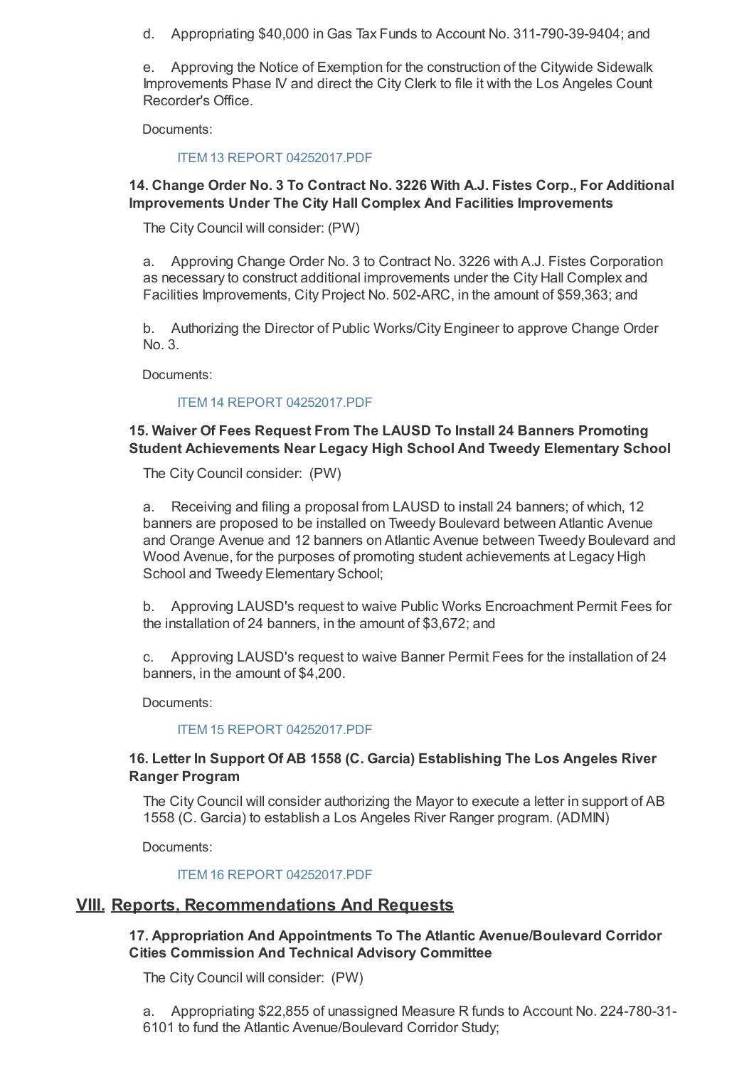d. Appropriating $40,000 in Gas Tax Funds to Account No. 311-790-39-9404; and

e. Approving the Notice of Exemption for the construction of the Citywide Sidewalk Improvements Phase IV and direct the City Clerk to file it with the Los Angeles Count Recorder's Office.

Documents:

ITEM 13 REPORT 04252017.PDF

### 14. Change Order No. 3 To Contract No. 3226 With A.J. Fistes Corp., For Additional Improvements Under The City Hall Complex And Facilities Improvements

The City Council will consider: (PW)

a. Approving Change Order No. 3 to Contract No. 3226 with A.J. Fistes Corporation as necessary to construct additional improvements under the City Hall Complex and Facilities Improvements, City Project No. 502-ARC, in the amount of $59,363; and

b. Authorizing the Director of Public Works/City Engineer to approve Change Order No. 3.

Documents:

ITEM 14 REPORT 04252017.PDF

### 15. Waiver Of Fees Request From The LAUSD To Install 24 Banners Promoting Student Achievements Near Legacy High School And Tweedy Elementary School

The City Council consider: (PW)

a. Receiving and filing a proposal from LAUSD to install 24 banners; of which, 12 banners are proposed to be installed on Tweedy Boulevard between Atlantic Avenue and Orange Avenue and 12 banners on Atlantic Avenue between Tweedy Boulevard and Wood Avenue, for the purposes of promoting student achievements at Legacy High School and Tweedy Elementary School;

b. Approving LAUSD's request to waive Public Works Encroachment Permit Fees for the installation of 24 banners, in the amount of $3,672; and

c. Approving LAUSD's request to waive Banner Permit Fees for the installation of 24 banners, in the amount of $4,200.

Documents:

ITEM 15 REPORT 04252017.PDF

### 16. Letter In Support Of AB 1558 (C. Garcia) Establishing The Los Angeles River Ranger Program

The City Council will consider authorizing the Mayor to execute a letter in support of AB 1558 (C. Garcia) to establish a Los Angeles River Ranger program. (ADMIN)

Documents:

ITEM 16 REPORT 04252017.PDF

## VIII. Reports, Recommendations And Requests

### 17. Appropriation And Appointments To The Atlantic Avenue/Boulevard Corridor Cities Commission And Technical Advisory Committee

The City Council will consider: (PW)

a. Appropriating $22,855 of unassigned Measure R funds to Account No. 224-780-31-6101 to fund the Atlantic Avenue/Boulevard Corridor Study;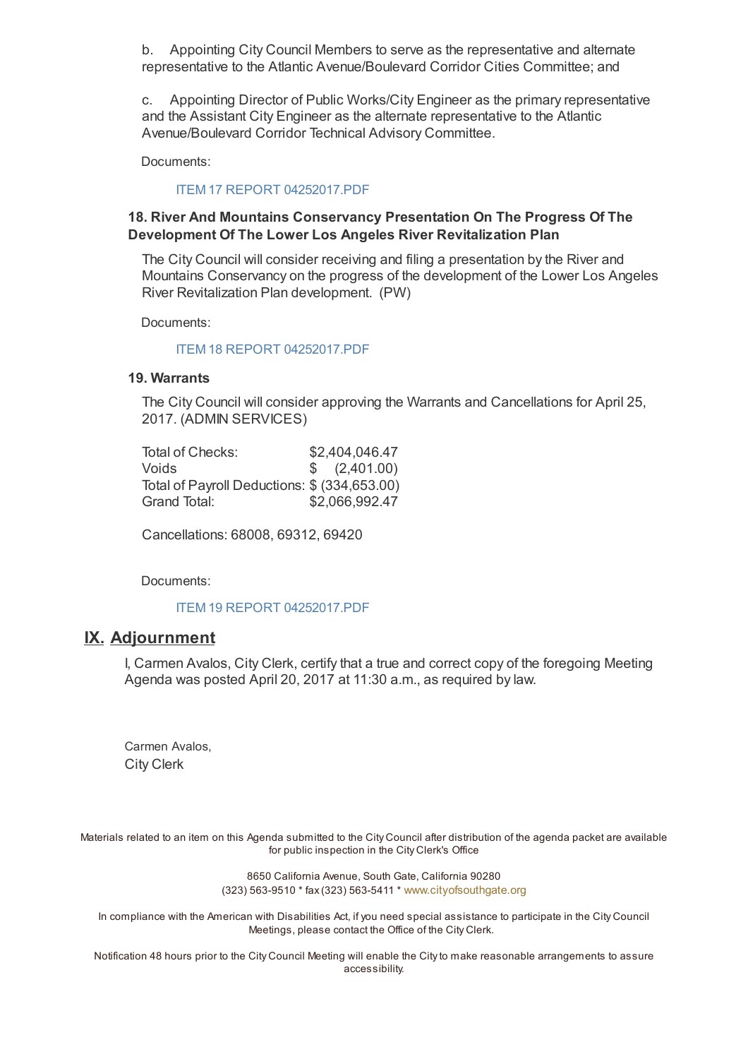b. Appointing City Council Members to serve as the representative and alternate representative to the Atlantic Avenue/Boulevard Corridor Cities Committee; and

c. Appointing Director of Public Works/City Engineer as the primary representative and the Assistant City Engineer as the alternate representative to the Atlantic Avenue/Boulevard Corridor Technical Advisory Committee.

Documents:

ITEM 17 REPORT 04252017.PDF

**18. River And Mountains Conservancy Presentation On The Progress Of The Development Of The Lower Los Angeles River Revitalization Plan**

The City Council will consider receiving and filing a presentation by the River and Mountains Conservancy on the progress of the development of the Lower Los Angeles River Revitalization Plan development. (PW)

Documents:

ITEM 18 REPORT 04252017.PDF

**19. Warrants**

The City Council will consider approving the Warrants and Cancellations for April 25, 2017. (ADMIN SERVICES)

| | |
|---|---|
| Total of Checks: | $2,404,046.47 |
| Voids | $ (2,401.00) |
| Total of Payroll Deductions: | $ (334,653.00) |
| Grand Total: | $2,066,992.47 |

Cancellations: 68008, 69312, 69420

Documents:

ITEM 19 REPORT 04252017.PDF

## IX. Adjournment

I, Carmen Avalos, City Clerk, certify that a true and correct copy of the foregoing Meeting Agenda was posted April 20, 2017 at 11:30 a.m., as required by law.

Carmen Avalos,
City Clerk

Materials related to an item on this Agenda submitted to the City Council after distribution of the agenda packet are available for public inspection in the City Clerk's Office

8650 California Avenue, South Gate, California 90280
(323) 563-9510 * fax (323) 563-5411 * www.cityofsouthgate.org

In compliance with the American with Disabilities Act, if you need special assistance to participate in the City Council Meetings, please contact the Office of the City Clerk.

Notification 48 hours prior to the City Council Meeting will enable the City to make reasonable arrangements to assure accessibility.